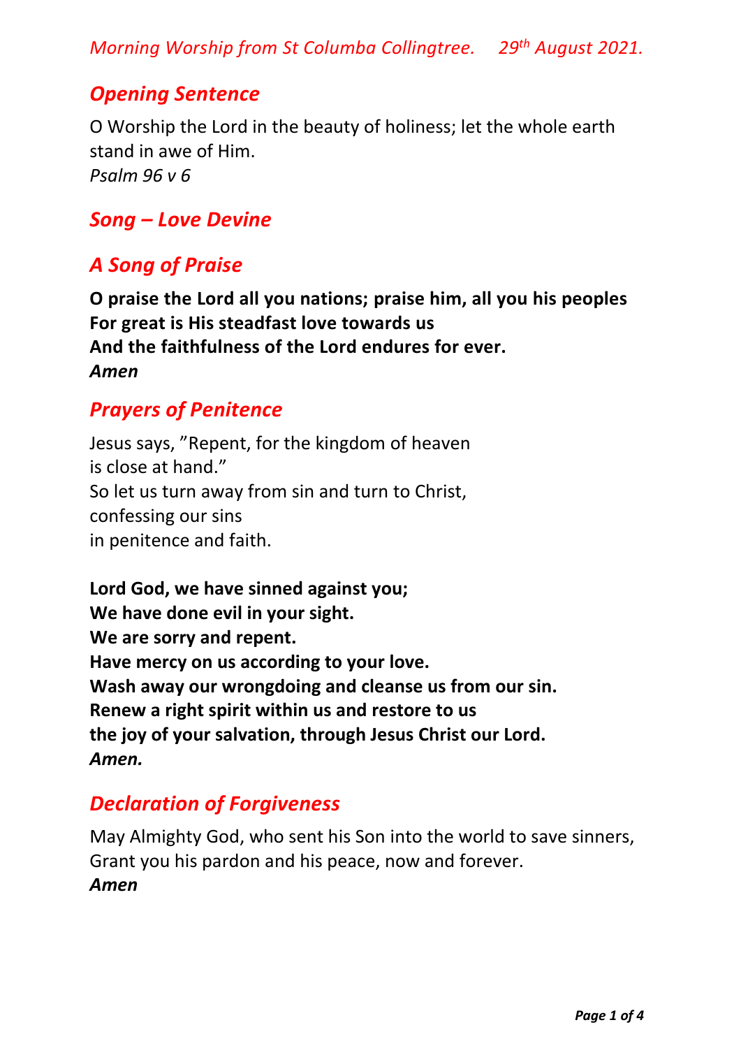*Morning Worship from St Columba Collingtree. 29th August 2021.*

## *Opening Sentence*

O Worship the Lord in the beauty of holiness; let the whole earth stand in awe of Him.
*Psalm 96 v 6*

## *Song – Love Devine*

## *A Song of Praise*

**O praise the Lord all you nations; praise him, all you his peoples**
**For great is His steadfast love towards us**
**And the faithfulness of the Lord endures for ever.**
***Amen***

## *Prayers of Penitence*

Jesus says, "Repent, for the kingdom of heaven
is close at hand."
So let us turn away from sin and turn to Christ,
confessing our sins
in penitence and faith.

**Lord God, we have sinned against you;**
**We have done evil in your sight.**
**We are sorry and repent.**
**Have mercy on us according to your love.**
**Wash away our wrongdoing and cleanse us from our sin.**
**Renew a right spirit within us and restore to us**
**the joy of your salvation, through Jesus Christ our Lord.**
***Amen.***

## *Declaration of Forgiveness*

May Almighty God, who sent his Son into the world to save sinners,
Grant you his pardon and his peace, now and forever.
***Amen***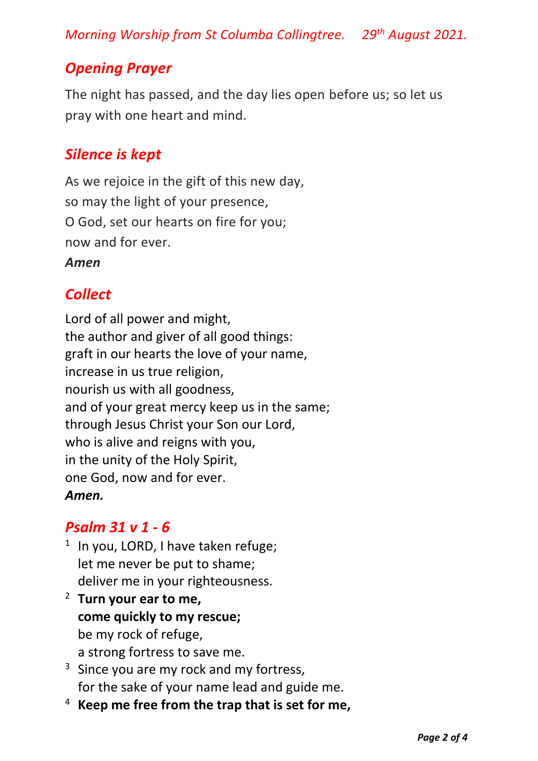## *Opening Prayer*

The night has passed, and the day lies open before us; so let us pray with one heart and mind.

## *Silence is kept*

As we rejoice in the gift of this new day,
so may the light of your presence,
O God, set our hearts on fire for you;
now and for ever.
***Amen***

## *Collect*

Lord of all power and might,
the author and giver of all good things:
graft in our hearts the love of your name,
increase in us true religion,
nourish us with all goodness,
and of your great mercy keep us in the same;
through Jesus Christ your Son our Lord,
who is alive and reigns with you,
in the unity of the Holy Spirit,
one God, now and for ever.
***Amen.***

## *Psalm 31 v 1 - 6*

1 In you, LORD, I have taken refuge;
let me never be put to shame;
deliver me in your righteousness.

2 **Turn your ear to me,**
**come quickly to my rescue;**
be my rock of refuge,
a strong fortress to save me.

3 Since you are my rock and my fortress,
for the sake of your name lead and guide me.

4 **Keep me free from the trap that is set for me,**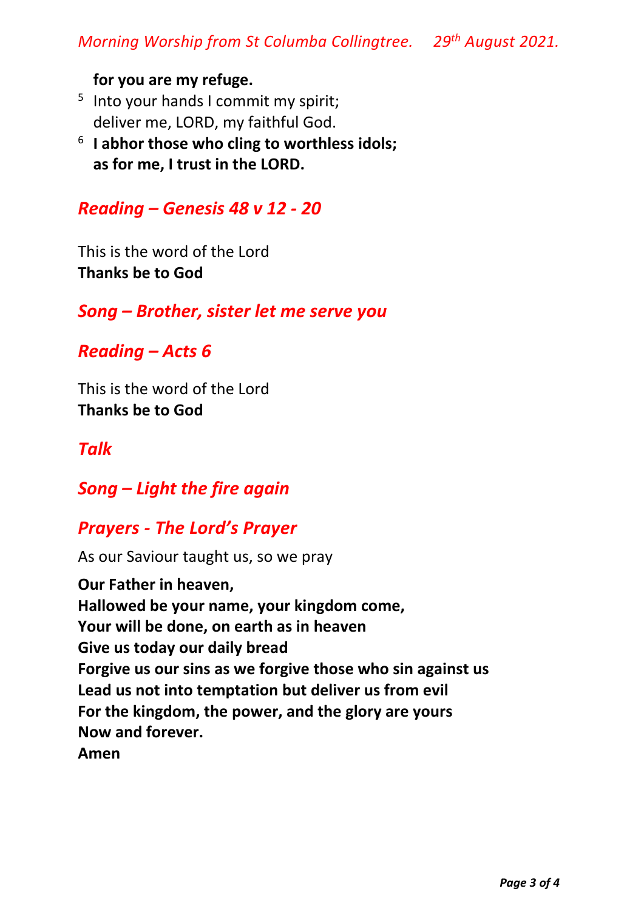**for you are my refuge.**

5 Into your hands I commit my spirit;
deliver me, LORD, my faithful God.

6 **I abhor those who cling to worthless idols;**
**as for me, I trust in the LORD.**

## *Reading – Genesis 48 v 12 - 20*

This is the word of the Lord
**Thanks be to God**

## *Song – Brother, sister let me serve you*

## *Reading – Acts 6*

This is the word of the Lord
**Thanks be to God**

## *Talk*

## *Song – Light the fire again*

## *Prayers - The Lord's Prayer*

As our Saviour taught us, so we pray

**Our Father in heaven,**
**Hallowed be your name, your kingdom come,**
**Your will be done, on earth as in heaven**
**Give us today our daily bread**
**Forgive us our sins as we forgive those who sin against us**
**Lead us not into temptation but deliver us from evil**
**For the kingdom, the power, and the glory are yours**
**Now and forever.**
**Amen**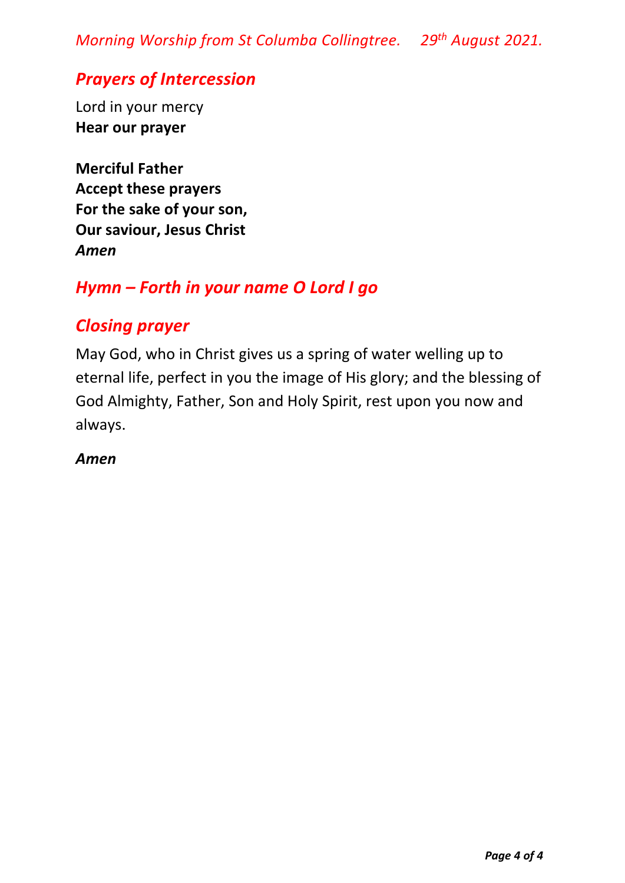## *Prayers of Intercession*

Lord in your mercy
**Hear our prayer**

**Merciful Father**
**Accept these prayers**
**For the sake of your son,**
**Our saviour, Jesus Christ**
***Amen***

## *Hymn – Forth in your name O Lord I go*

## *Closing prayer*

May God, who in Christ gives us a spring of water welling up to eternal life, perfect in you the image of His glory; and the blessing of God Almighty, Father, Son and Holy Spirit, rest upon you now and always.

***Amen***